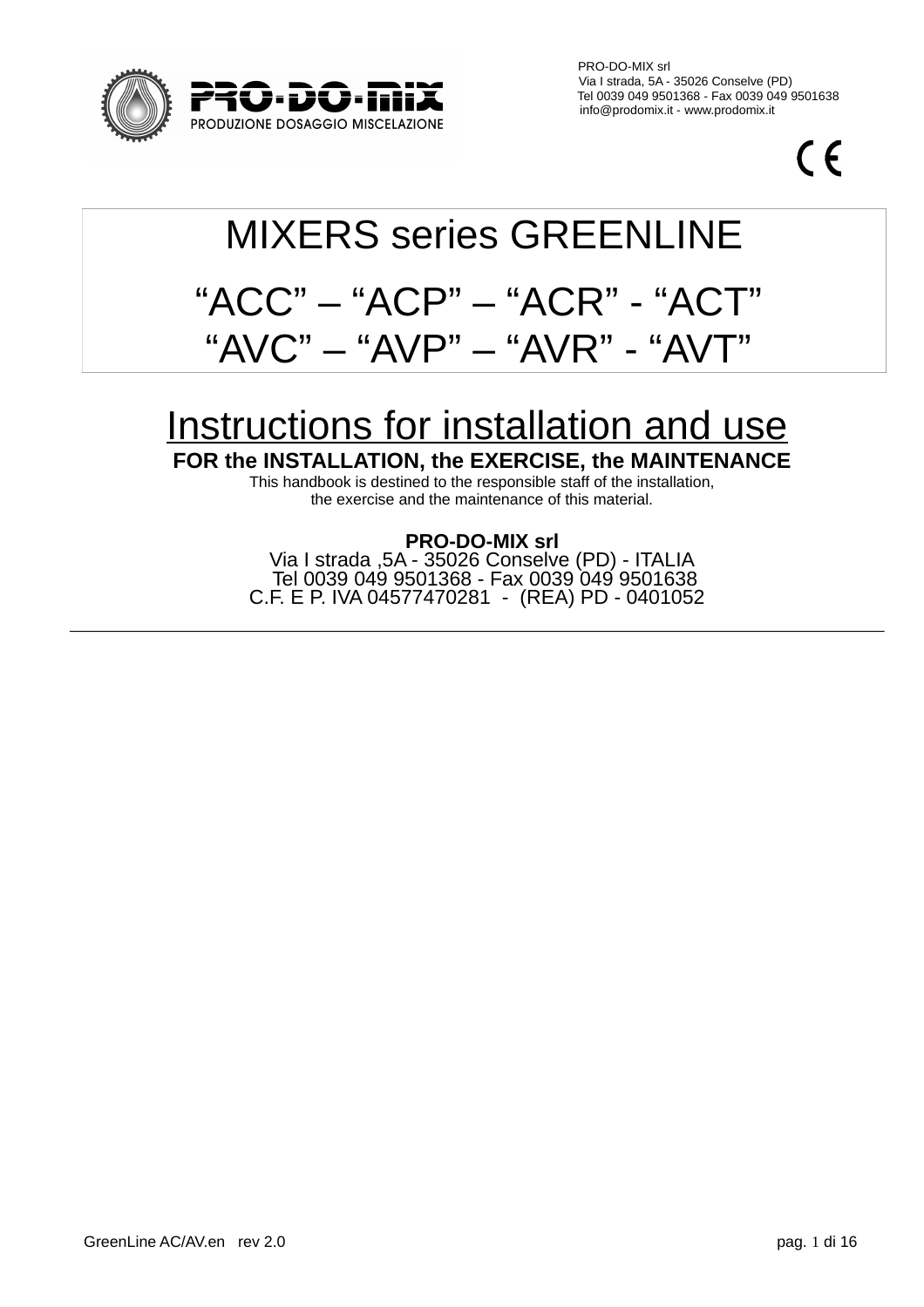PRO-DO-MIX srl
Via I strada, 5A - 35026 Conselve (PD)
Tel 0039 049 9501368 - Fax 0039 049 9501638
info@prodomix.it - www.prodomix.it

# MIXERS series GREENLINE

# “ACC” – “ACP” – “ACR” - “ACT” “AVC” – “AVP” – “AVR” - “AVT”

## Instructions for installation and use

**FOR the INSTALLATION, the EXERCISE, the MAINTENANCE**

This handbook is destined to the responsible staff of the installation, the exercise and the maintenance of this material.

**PRO-DO-MIX srl**
Via I strada ,5A - 35026 Conselve (PD) - ITALIA
Tel 0039 049 9501368 - Fax 0039 049 9501638
C.F. E P. IVA 04577470281 - (REA) PD - 0401052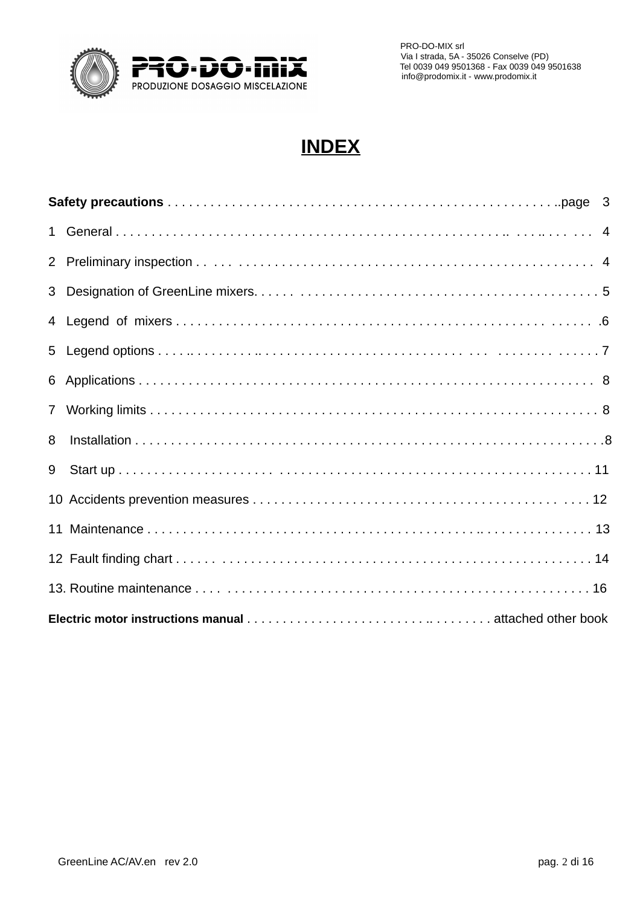PRO-DO-MIX srl
Via I strada, 5A - 35026 Conselve (PD)
Tel 0039 049 9501368 - Fax 0039 049 9501638
info@prodomix.it - www.prodomix.it

# INDEX

| | |
|---|---|
| **Safety precautions** | page 3 |
| 1 General | 4 |
| 2 Preliminary inspection | 4 |
| 3 Designation of GreenLine mixers | 5 |
| 4 Legend of mixers | 6 |
| 5 Legend options | 7 |
| 6 Applications | 8 |
| 7 Working limits | 8 |
| 8 Installation | 8 |
| 9 Start up | 11 |
| 10 Accidents prevention measures | 12 |
| 11 Maintenance | 13 |
| 12 Fault finding chart | 14 |
| 13. Routine maintenance | 16 |
| **Electric motor instructions manual** | attached other book |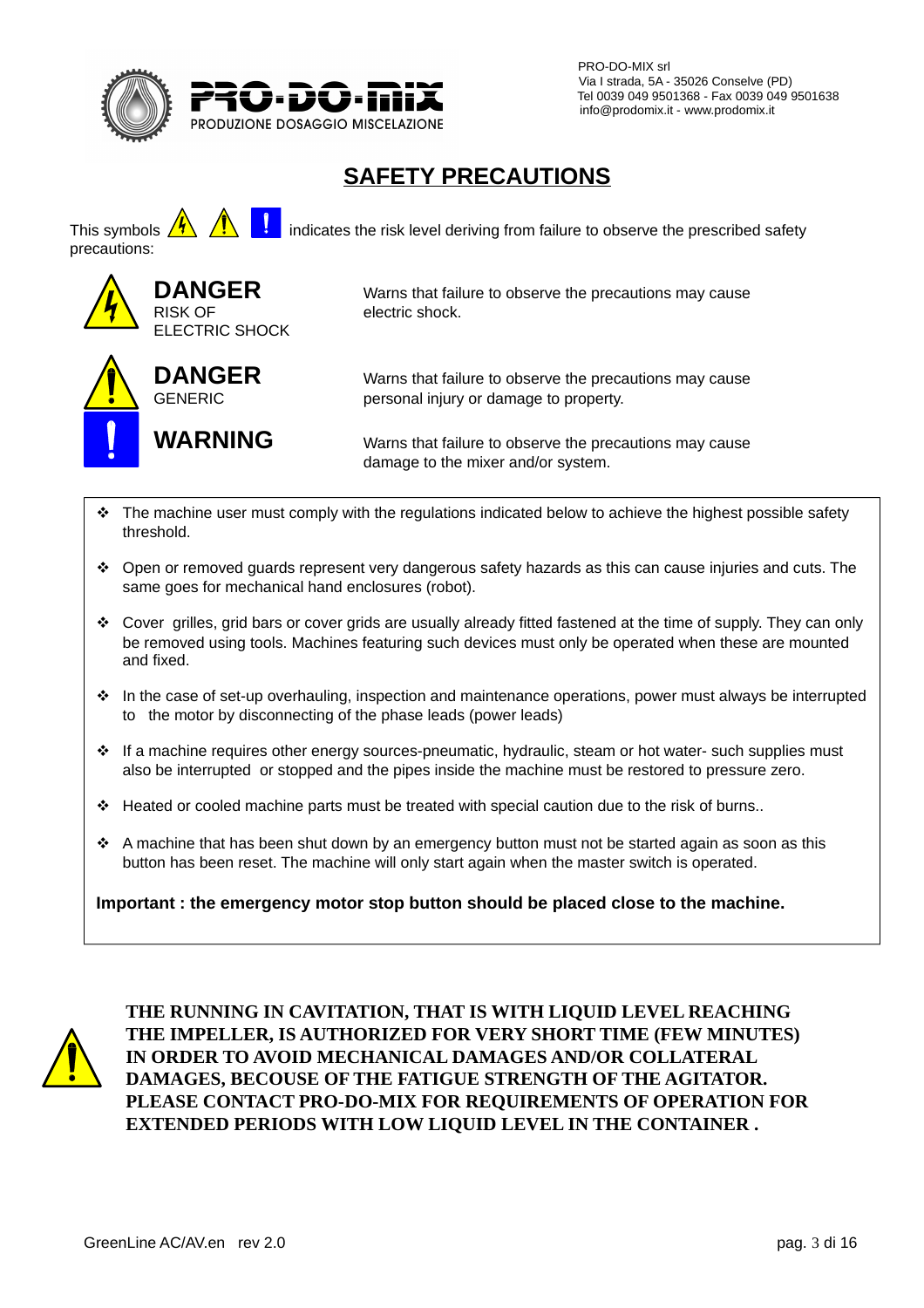PRO-DO-MIX srl
Via I strada, 5A - 35026 Conselve (PD)
Tel 0039 049 9501368 - Fax 0039 049 9501638
info@prodomix.it - www.prodomix.it

# SAFETY PRECAUTIONS

This symbols ⚠ ⚠ ! indicates the risk level deriving from failure to observe the prescribed safety precautions:

**DANGER**
RISK OF ELECTRIC SHOCK
Warns that failure to observe the precautions may cause electric shock.

**DANGER**
GENERIC
Warns that failure to observe the precautions may cause personal injury or damage to property.

**WARNING**
Warns that failure to observe the precautions may cause damage to the mixer and/or system.

- The machine user must comply with the regulations indicated below to achieve the highest possible safety threshold.
- Open or removed guards represent very dangerous safety hazards as this can cause injuries and cuts. The same goes for mechanical hand enclosures (robot).
- Cover grilles, grid bars or cover grids are usually already fitted fastened at the time of supply. They can only be removed using tools. Machines featuring such devices must only be operated when these are mounted and fixed.
- In the case of set-up overhauling, inspection and maintenance operations, power must always be interrupted to the motor by disconnecting of the phase leads (power leads)
- If a machine requires other energy sources-pneumatic, hydraulic, steam or hot water- such supplies must also be interrupted or stopped and the pipes inside the machine must be restored to pressure zero.
- Heated or cooled machine parts must be treated with special caution due to the risk of burns..
- A machine that has been shut down by an emergency button must not be started again as soon as this button has been reset. The machine will only start again when the master switch is operated.

**Important : the emergency motor stop button should be placed close to the machine.**

**THE RUNNING IN CAVITATION, THAT IS WITH LIQUID LEVEL REACHING THE IMPELLER, IS AUTHORIZED FOR VERY SHORT TIME (FEW MINUTES) IN ORDER TO AVOID MECHANICAL DAMAGES AND/OR COLLATERAL DAMAGES, BECOUSE OF THE FATIGUE STRENGTH OF THE AGITATOR. PLEASE CONTACT PRO-DO-MIX FOR REQUIREMENTS OF OPERATION FOR EXTENDED PERIODS WITH LOW LIQUID LEVEL IN THE CONTAINER .**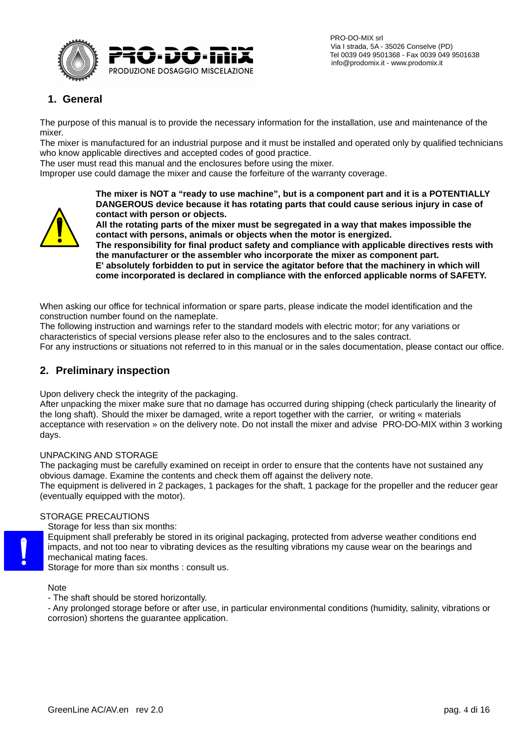## 1. General

The purpose of this manual is to provide the necessary information for the installation, use and maintenance of the mixer.
The mixer is manufactured for an industrial purpose and it must be installed and operated only by qualified technicians who know applicable directives and accepted codes of good practice.
The user must read this manual and the enclosures before using the mixer.
Improper use could damage the mixer and cause the forfeiture of the warranty coverage.

**The mixer is NOT a "ready to use machine", but is a component part and it is a POTENTIALLY DANGEROUS device because it has rotating parts that could cause serious injury in case of contact with person or objects.**
**All the rotating parts of the mixer must be segregated in a way that makes impossible the contact with persons, animals or objects when the motor is energized.**
**The responsibility for final product safety and compliance with applicable directives rests with the manufacturer or the assembler who incorporate the mixer as component part.**
**E' absolutely forbidden to put in service the agitator before that the machinery in which will come incorporated is declared in compliance with the enforced applicable norms of SAFETY.**

When asking our office for technical information or spare parts, please indicate the model identification and the construction number found on the nameplate.
The following instruction and warnings refer to the standard models with electric motor; for any variations or characteristics of special versions please refer also to the enclosures and to the sales contract.
For any instructions or situations not referred to in this manual or in the sales documentation, please contact our office.

## 2. Preliminary inspection

Upon delivery check the integrity of the packaging.
After unpacking the mixer make sure that no damage has occurred during shipping (check particularly the linearity of the long shaft). Should the mixer be damaged, write a report together with the carrier, or writing « materials acceptance with reservation » on the delivery note. Do not install the mixer and advise PRO-DO-MIX within 3 working days.

UNPACKING AND STORAGE
The packaging must be carefully examined on receipt in order to ensure that the contents have not sustained any obvious damage. Examine the contents and check them off against the delivery note.
The equipment is delivered in 2 packages, 1 packages for the shaft, 1 package for the propeller and the reducer gear (eventually equipped with the motor).

STORAGE PRECAUTIONS
Storage for less than six months:
Equipment shall preferably be stored in its original packaging, protected from adverse weather conditions end impacts, and not too near to vibrating devices as the resulting vibrations my cause wear on the bearings and mechanical mating faces.
Storage for more than six months : consult us.

Note
- The shaft should be stored horizontally.
- Any prolonged storage before or after use, in particular environmental conditions (humidity, salinity, vibrations or corrosion) shortens the guarantee application.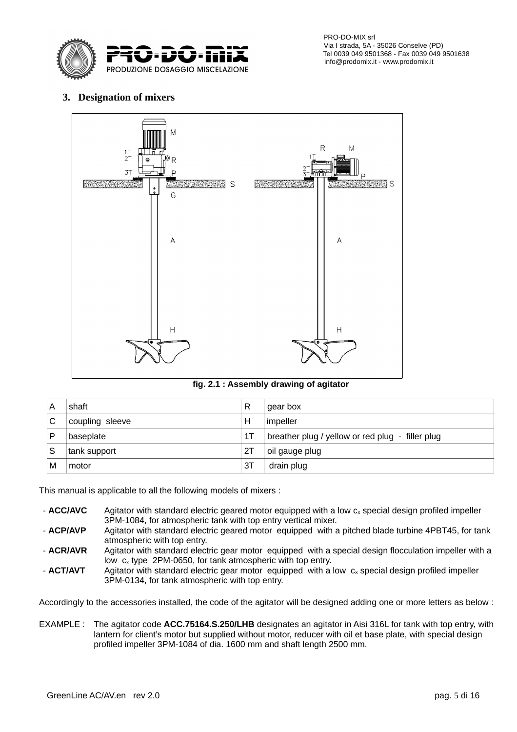### 3. Designation of mixers

fig. 2.1 : Assembly drawing of agitator

| A | shaft | R | gear box |
|---|---|---|---|
| C | coupling sleeve | H | impeller |
| P | baseplate | 1T | breather plug / yellow or red plug - filler plug |
| S | tank support | 2T | oil gauge plug |
| M | motor | 3T | drain plug |

This manual is applicable to all the following models of mixers :

- **ACC/AVC** Agitator with standard electric geared motor equipped with a low $c_x$ special design profiled impeller 3PM-1084, for atmospheric tank with top entry vertical mixer.
- **ACP/AVP** Agitator with standard electric geared motor equipped with a pitched blade turbine 4PBT45, for tank atmospheric with top entry.
- **ACR/AVR** Agitator with standard electric gear motor equipped with a special design flocculation impeller with a low $c_x$ type 2PM-0650, for tank atmospheric with top entry.
- **ACT/AVT** Agitator with standard electric gear motor equipped with a low $c_x$ special design profiled impeller 3PM-0134, for tank atmospheric with top entry.

Accordingly to the accessories installed, the code of the agitator will be designed adding one or more letters as below :

EXAMPLE : The agitator code **ACC.75164.S.250/LHB** designates an agitator in Aisi 316L for tank with top entry, with lantern for client's motor but supplied without motor, reducer with oil et base plate, with special design profiled impeller 3PM-1084 of dia. 1600 mm and shaft length 2500 mm.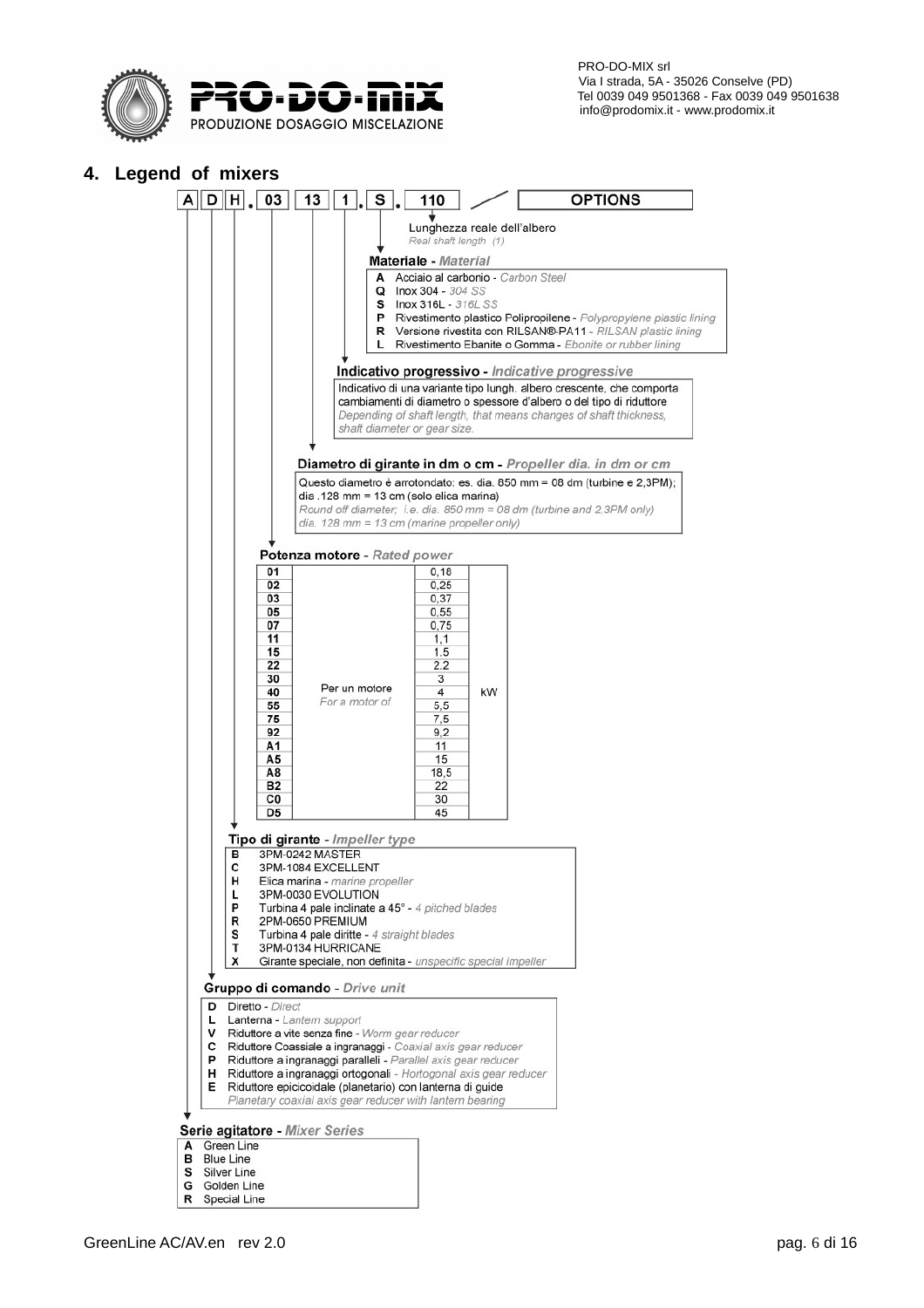PRO-DO-MIX srl
Via I strada, 5A - 35026 Conselve (PD)
Tel 0039 049 9501368 - Fax 0039 049 9501638
info@prodomix.it - www.prodomix.it

## 4. Legend of mixers

**A D H . 03 13 1 . S . 110** / **OPTIONS**

Lunghezza reale dell'albero
*Real shaft length (1)*

**Materiale** - *Material*

- **A** Acciaio al carbonio - *Carbon Steel*
- **Q** Inox 304 - *304 SS*
- **S** Inox 316L - *316L SS*
- **P** Rivestimento plastico Polipropilene - *Polypropylene plastic lining*
- **R** Versione rivestita con RILSAN®-PA11 - *RILSAN plastic lining*
- **L** Rivestimento Ebanite o Gomma - *Ebonite or rubber lining*

**Indicativo progressivo** - *Indicative progressive*

Indicativo di una variante tipo lungh. albero crescente, che comporta cambiamenti di diametro o spessore d'albero o del tipo di riduttore
*Depending of shaft length, that means changes of shaft thickness, shaft diameter or gear size.*

**Diametro di girante in dm o cm** - *Propeller dia. in dm or cm*

Questo diametro è arrotondato: es. dia. 850 mm = 08 dm (turbine e 2,3PM); dia .128 mm = 13 cm (solo elica marina)
*Round off diameter; i.e. dia. 850 mm = 08 dm (turbine and 2,3PM only) dia. 128 mm = 13 cm (marine propeller only)*

**Potenza motore** - *Rated power*

| Code | | Power | |
|---|---|---|---|
| 01 | Per un motore *For a motor of* | 0,18 | kW |
| 02 | | 0,25 | |
| 03 | | 0,37 | |
| 05 | | 0,55 | |
| 07 | | 0,75 | |
| 11 | | 1,1 | |
| 15 | | 1.5 | |
| 22 | | 2.2 | |
| 30 | | 3 | |
| 40 | | 4 | |
| 55 | | 5,5 | |
| 75 | | 7,5 | |
| 92 | | 9,2 | |
| A1 | | 11 | |
| A5 | | 15 | |
| A8 | | 18,5 | |
| B2 | | 22 | |
| C0 | | 30 | |
| D5 | | 45 | |

**Tipo di girante** - *Impeller type*

- **B** 3PM-0242 MASTER
- **C** 3PM-1084 EXCELLENT
- **H** Elica marina - *marine propeller*
- **L** 3PM-0030 EVOLUTION
- **P** Turbina 4 pale inclinate a 45° - *4 pitched blades*
- **R** 2PM-0650 PREMIUM
- **S** Turbina 4 pale diritte - *4 straight blades*
- **T** 3PM-0134 HURRICANE
- **X** Girante speciale, non definita - *unspecific special impeller*

**Gruppo di comando** - *Drive unit*

- **D** Diretto - *Direct*
- **L** Lanterna - *Lantern support*
- **V** Riduttore a vite senza fine - *Worm gear reducer*
- **C** Riduttore Coassiale a ingranaggi - *Coaxial axis gear reducer*
- **P** Riduttore a ingranaggi paralleli - *Parallel axis gear reducer*
- **H** Riduttore a ingranaggi ortogonali - *Hortogonal axis gear reducer*
- **E** Riduttore epicicloidale (planetario) con lanterna di guide *Planetary coaxial axis gear reducer with lantern bearing*

**Serie agitatore** - *Mixer Series*

- **A** Green Line
- **B** Blue Line
- **S** Silver Line
- **G** Golden Line
- **R** Special Line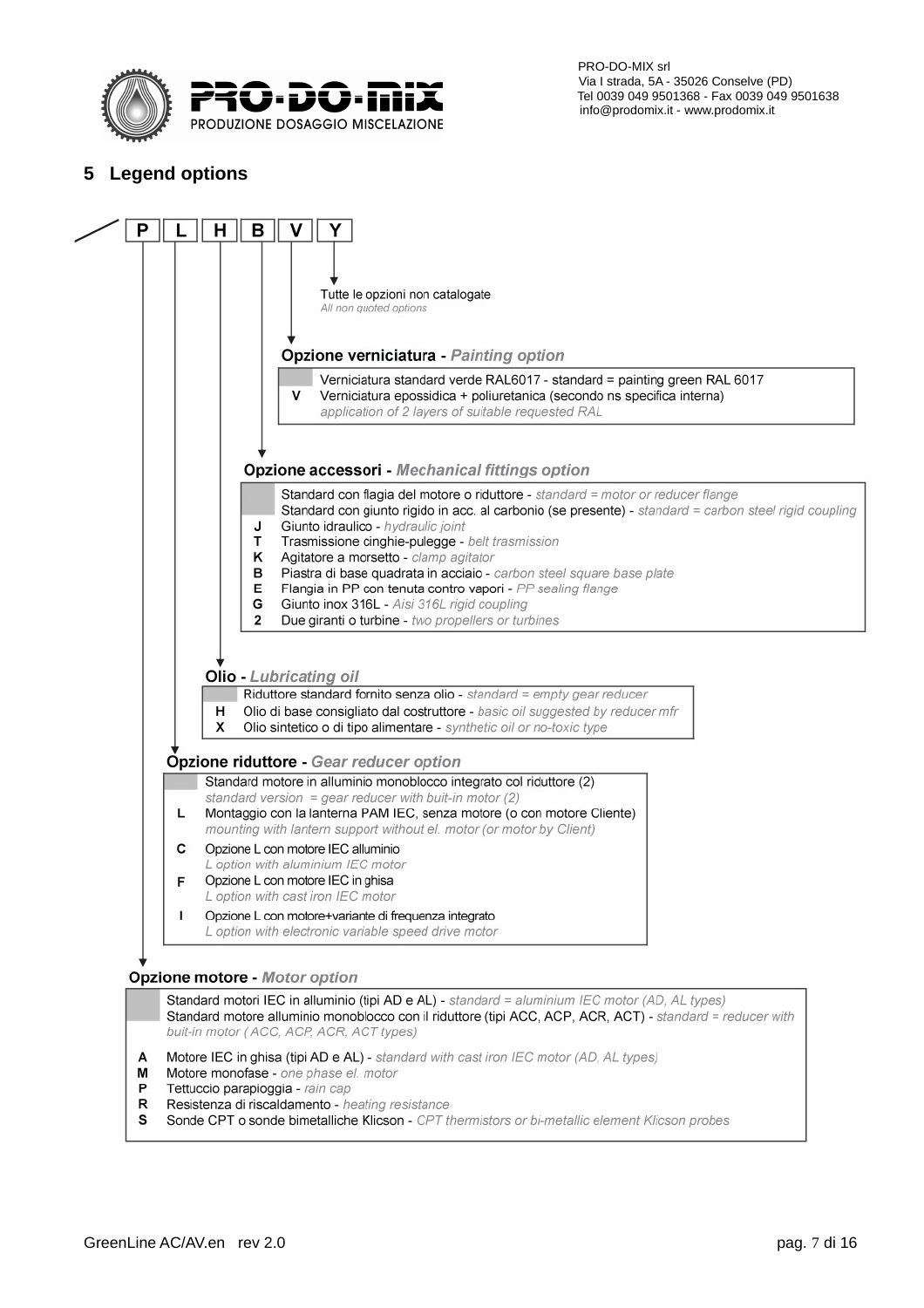PRO-DO-MIX srl
Via I strada, 5A - 35026 Conselve (PD)
Tel 0039 049 9501368 - Fax 0039 049 9501638
info@prodomix.it - www.prodomix.it

## 5 Legend options

| P | L | H | B | V | Y |
|---|---|---|---|---|---|

**Y** – Tutte le opzioni non catalogate
*All non quoted options*

### Opzione verniciatura - *Painting option*

| Code | Description |
|---|---|
| | Verniciatura standard verde RAL6017 - standard = painting green RAL 6017 |
| V | Verniciatura epossidica + poliuretanica (secondo ns specifica interna) *application of 2 layers of suitable requested RAL* |

### Opzione accessori - *Mechanical fittings option*

| Code | Description |
|---|---|
| | Standard con flagia del motore o riduttore - *standard = motor or reducer flange* |
| | Standard con giunto rigido in acc. al carbonio (se presente) - *standard = carbon steel rigid coupling* |
| J | Giunto idraulico - *hydraulic joint* |
| T | Trasmissione cinghie-pulegge - *belt trasmission* |
| K | Agitatore a morsetto - *clamp agitator* |
| B | Piastra di base quadrata in acciaio - *carbon steel square base plate* |
| E | Flangia in PP con tenuta contro vapori - *PP sealing flange* |
| G | Giunto inox 316L - *Aisi 316L rigid coupling* |
| 2 | Due giranti o turbine - *two propellers or turbines* |

### Olio - *Lubricating oil*

| Code | Description |
|---|---|
| | Riduttore standard fornito senza olio - *standard = empty gear reducer* |
| H | Olio di base consigliato dal costruttore - *basic oil suggested by reducer mfr* |
| X | Olio sintetico o di tipo alimentare - *synthetic oil or no-toxic type* |

### Opzione riduttore - *Gear reducer option*

| Code | Description |
|---|---|
| | Standard motore in alluminio monoblocco integrato col riduttore (2) *standard version = gear reducer with buit-in motor (2)* |
| L | Montaggio con la lanterna PAM IEC, senza motore (o con motore Cliente) *mounting with lantern support without el. motor (or motor by Client)* |
| C | Opzione L con motore IEC alluminio *L option with aluminium IEC motor* |
| F | Opzione L con motore IEC in ghisa *L option with cast iron IEC motor* |
| I | Opzione L con motore+variante di frequenza integrato *L option with electronic variable speed drive motor* |

### Opzione motore - *Motor option*

| Code | Description |
|---|---|
| | Standard motori IEC in alluminio (tipi AD e AL) - *standard = aluminium IEC motor (AD, AL types)* |
| | Standard motore alluminio monoblocco con il riduttore (tipi ACC, ACP, ACR, ACT) - *standard = reducer with buit-in motor ( ACC, ACP, ACR, ACT types)* |
| A | Motore IEC in ghisa (tipi AD e AL) - *standard with cast iron IEC motor (AD, AL types)* |
| M | Motore monofase - *one phase el. motor* |
| P | Tettuccio parapioggia - *rain cap* |
| R | Resistenza di riscaldamento - *heating resistance* |
| S | Sonde CPT o sonde bimetalliche Klicson - *CPT thermistors or bi-metallic element Klicson probes* |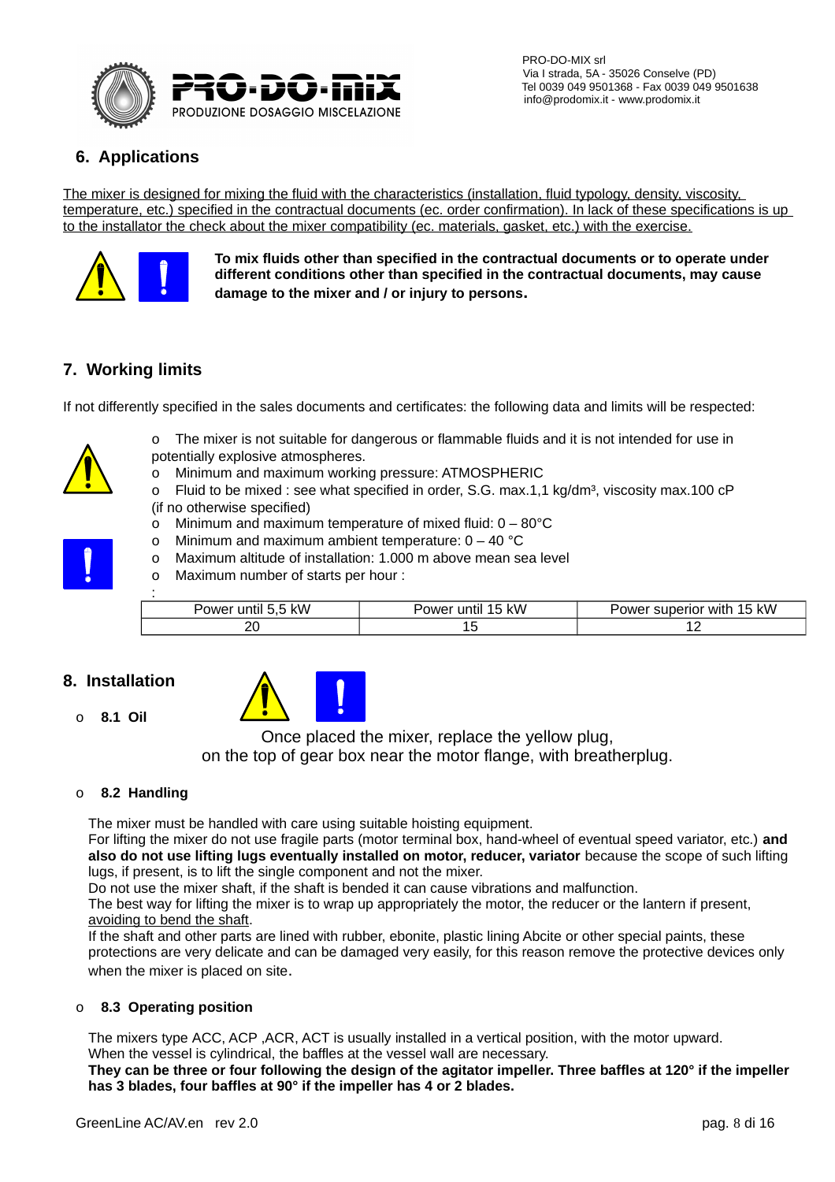## 6. Applications

The mixer is designed for mixing the fluid with the characteristics (installation, fluid typology, density, viscosity, temperature, etc.) specified in the contractual documents (ec. order confirmation). In lack of these specifications is up to the installator the check about the mixer compatibility (ec. materials, gasket, etc.) with the exercise.

**To mix fluids other than specified in the contractual documents or to operate under different conditions other than specified in the contractual documents, may cause damage to the mixer and / or injury to persons.**

## 7. Working limits

If not differently specified in the sales documents and certificates: the following data and limits will be respected:

- The mixer is not suitable for dangerous or flammable fluids and it is not intended for use in potentially explosive atmospheres.
- Minimum and maximum working pressure: ATMOSPHERIC
- Fluid to be mixed : see what specified in order, S.G. max.1,1 kg/dm³, viscosity max.100 cP (if no otherwise specified)
- Minimum and maximum temperature of mixed fluid: 0 – 80°C
- Minimum and maximum ambient temperature: 0 – 40 °C
- Maximum altitude of installation: 1.000 m above mean sea level
- Maximum number of starts per hour :

| Power until 5,5 kW | Power until 15 kW | Power superior with 15 kW |
|---|---|---|
| 20 | 15 | 12 |

## 8. Installation

- **8.1 Oil**

Once placed the mixer, replace the yellow plug, on the top of gear box near the motor flange, with breatherplug.

- **8.2 Handling**

The mixer must be handled with care using suitable hoisting equipment.
For lifting the mixer do not use fragile parts (motor terminal box, hand-wheel of eventual speed variator, etc.) **and also do not use lifting lugs eventually installed on motor, reducer, variator** because the scope of such lifting lugs, if present, is to lift the single component and not the mixer.
Do not use the mixer shaft, if the shaft is bended it can cause vibrations and malfunction.
The best way for lifting the mixer is to wrap up appropriately the motor, the reducer or the lantern if present, avoiding to bend the shaft.
If the shaft and other parts are lined with rubber, ebonite, plastic lining Abcite or other special paints, these protections are very delicate and can be damaged very easily, for this reason remove the protective devices only when the mixer is placed on site.

- **8.3 Operating position**

The mixers type ACC, ACP ,ACR, ACT is usually installed in a vertical position, with the motor upward.
When the vessel is cylindrical, the baffles at the vessel wall are necessary.
**They can be three or four following the design of the agitator impeller. Three baffles at 120° if the impeller has 3 blades, four baffles at 90° if the impeller has 4 or 2 blades.**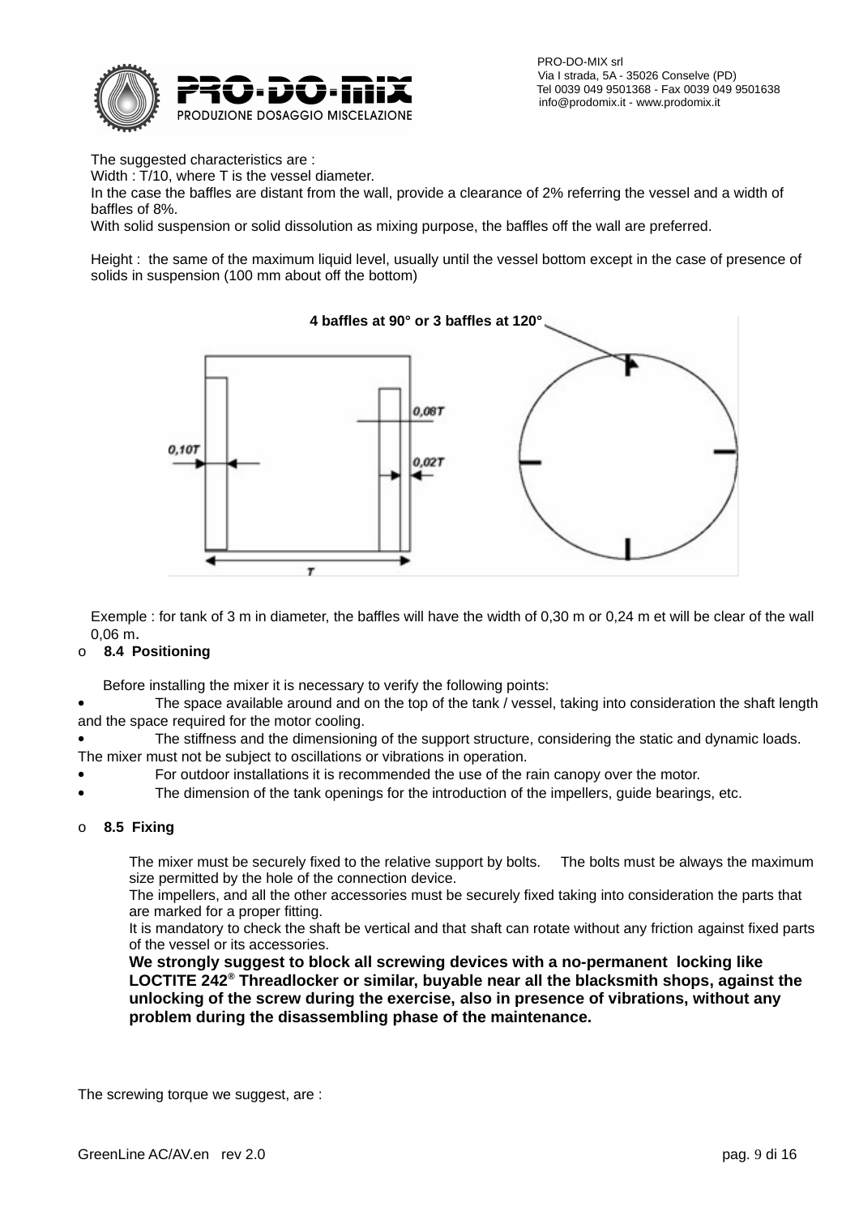The suggested characteristics are :
Width : T/10, where T is the vessel diameter.
In the case the baffles are distant from the wall, provide a clearance of 2% referring the vessel and a width of baffles of 8%.
With solid suspension or solid dissolution as mixing purpose, the baffles off the wall are preferred.

Height : the same of the maximum liquid level, usually until the vessel bottom except in the case of presence of solids in suspension (100 mm about off the bottom)

**4 baffles at 90° or 3 baffles at 120°**

Exemple : for tank of 3 m in diameter, the baffles will have the width of 0,30 m or 0,24 m et will be clear of the wall 0,06 m**.**

### 8.4 Positioning

Before installing the mixer it is necessary to verify the following points:

- The space available around and on the top of the tank / vessel, taking into consideration the shaft length and the space required for the motor cooling.
- The stiffness and the dimensioning of the support structure, considering the static and dynamic loads. The mixer must not be subject to oscillations or vibrations in operation.
- For outdoor installations it is recommended the use of the rain canopy over the motor.
- The dimension of the tank openings for the introduction of the impellers, guide bearings, etc.

### 8.5 Fixing

The mixer must be securely fixed to the relative support by bolts. The bolts must be always the maximum size permitted by the hole of the connection device.
The impellers, and all the other accessories must be securely fixed taking into consideration the parts that are marked for a proper fitting.
It is mandatory to check the shaft be vertical and that shaft can rotate without any friction against fixed parts of the vessel or its accessories.
**We strongly suggest to block all screwing devices with a no-permanent locking like LOCTITE 242® Threadlocker or similar, buyable near all the blacksmith shops, against the unlocking of the screw during the exercise, also in presence of vibrations, without any problem during the disassembling phase of the maintenance.**

The screwing torque we suggest, are :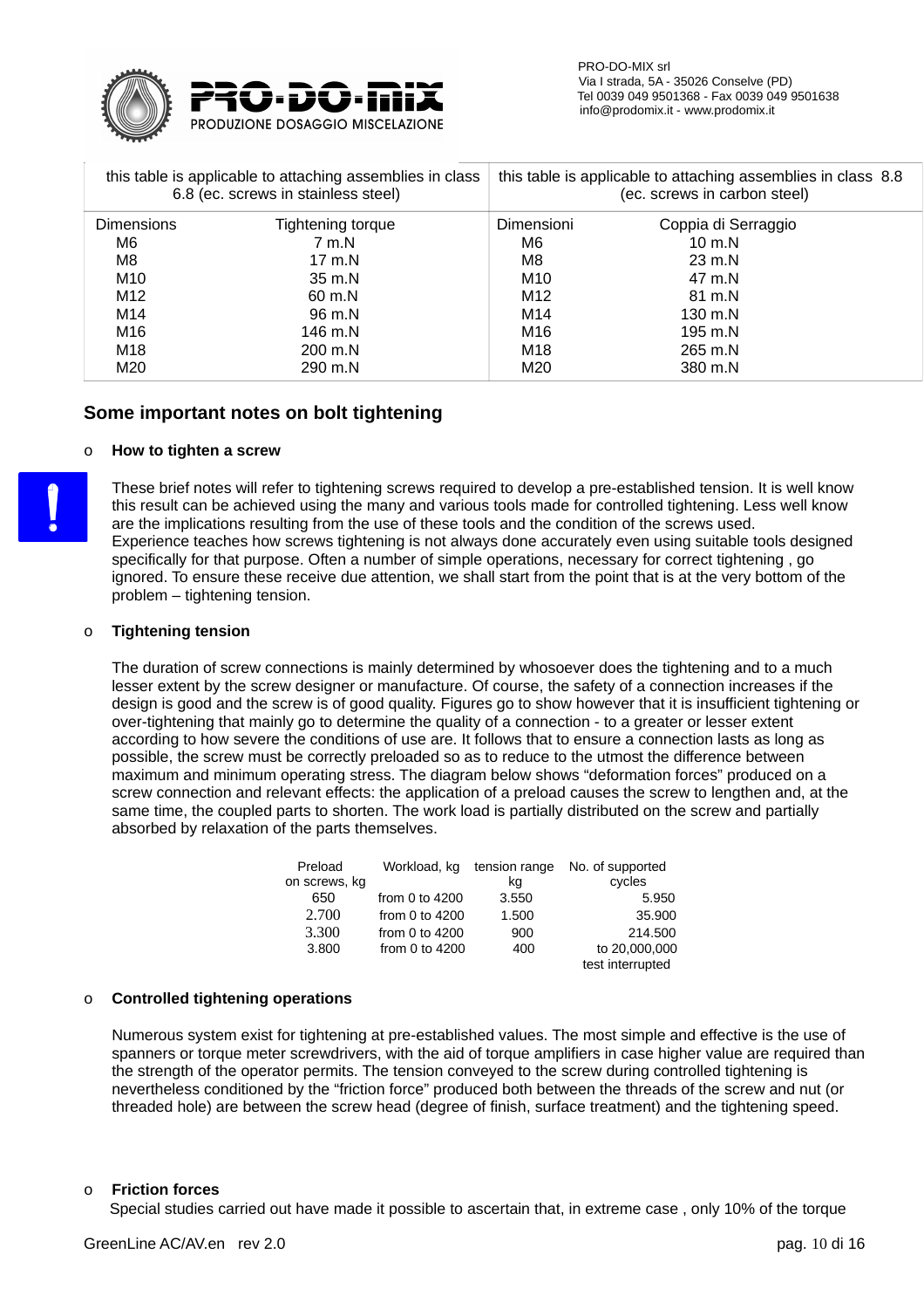| this table is applicable to attaching assemblies in class 6.8 (ec. screws in stainless steel) | | this table is applicable to attaching assemblies in class 8.8 (ec. screws in carbon steel) | |
|---|---|---|---|
| Dimensions | Tightening torque | Dimensioni | Coppia di Serraggio |
| M6 | 7 m.N | M6 | 10 m.N |
| M8 | 17 m.N | M8 | 23 m.N |
| M10 | 35 m.N | M10 | 47 m.N |
| M12 | 60 m.N | M12 | 81 m.N |
| M14 | 96 m.N | M14 | 130 m.N |
| M16 | 146 m.N | M16 | 195 m.N |
| M18 | 200 m.N | M18 | 265 m.N |
| M20 | 290 m.N | M20 | 380 m.N |

## Some important notes on bolt tightening

- **How to tighten a screw**

These brief notes will refer to tightening screws required to develop a pre-established tension. It is well know this result can be achieved using the many and various tools made for controlled tightening. Less well know are the implications resulting from the use of these tools and the condition of the screws used. Experience teaches how screws tightening is not always done accurately even using suitable tools designed specifically for that purpose. Often a number of simple operations, necessary for correct tightening , go ignored. To ensure these receive due attention, we shall start from the point that is at the very bottom of the problem – tightening tension.

- **Tightening tension**

The duration of screw connections is mainly determined by whosoever does the tightening and to a much lesser extent by the screw designer or manufacture. Of course, the safety of a connection increases if the design is good and the screw is of good quality. Figures go to show however that it is insufficient tightening or over-tightening that mainly go to determine the quality of a connection - to a greater or lesser extent according to how severe the conditions of use are. It follows that to ensure a connection lasts as long as possible, the screw must be correctly preloaded so as to reduce to the utmost the difference between maximum and minimum operating stress. The diagram below shows "deformation forces" produced on a screw connection and relevant effects: the application of a preload causes the screw to lengthen and, at the same time, the coupled parts to shorten. The work load is partially distributed on the screw and partially absorbed by relaxation of the parts themselves.

| Preload on screws, kg | Workload, kg | tension range kg | No. of supported cycles |
|---|---|---|---|
| 650 | from 0 to 4200 | 3.550 | 5.950 |
| 2.700 | from 0 to 4200 | 1.500 | 35.900 |
| 3.300 | from 0 to 4200 | 900 | 214.500 |
| 3.800 | from 0 to 4200 | 400 | to 20,000,000 test interrupted |

- **Controlled tightening operations**

Numerous system exist for tightening at pre-established values. The most simple and effective is the use of spanners or torque meter screwdrivers, with the aid of torque amplifiers in case higher value are required than the strength of the operator permits. The tension conveyed to the screw during controlled tightening is nevertheless conditioned by the "friction force" produced both between the threads of the screw and nut (or threaded hole) are between the screw head (degree of finish, surface treatment) and the tightening speed.

- **Friction forces**

Special studies carried out have made it possible to ascertain that, in extreme case , only 10% of the torque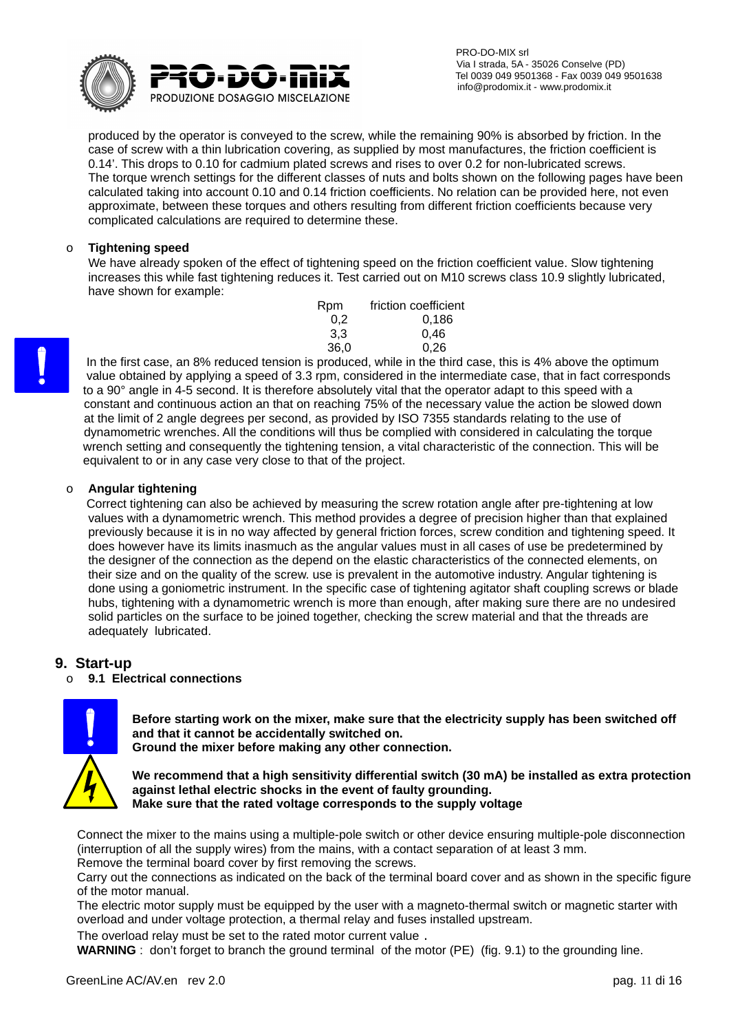produced by the operator is conveyed to the screw, while the remaining 90% is absorbed by friction. In the case of screw with a thin lubrication covering, as supplied by most manufactures, the friction coefficient is 0.14'. This drops to 0.10 for cadmium plated screws and rises to over 0.2 for non-lubricated screws. The torque wrench settings for the different classes of nuts and bolts shown on the following pages have been calculated taking into account 0.10 and 0.14 friction coefficients. No relation can be provided here, not even approximate, between these torques and others resulting from different friction coefficients because very complicated calculations are required to determine these.

- **Tightening speed**

We have already spoken of the effect of tightening speed on the friction coefficient value. Slow tightening increases this while fast tightening reduces it. Test carried out on M10 screws class 10.9 slightly lubricated, have shown for example:

| Rpm | friction coefficient |
|---|---|
| 0,2 | 0,186 |
| 3,3 | 0,46 |
| 36,0 | 0,26 |

In the first case, an 8% reduced tension is produced, while in the third case, this is 4% above the optimum value obtained by applying a speed of 3.3 rpm, considered in the intermediate case, that in fact corresponds to a 90° angle in 4-5 second. It is therefore absolutely vital that the operator adapt to this speed with a constant and continuous action an that on reaching 75% of the necessary value the action be slowed down at the limit of 2 angle degrees per second, as provided by ISO 7355 standards relating to the use of dynamometric wrenches. All the conditions will thus be complied with considered in calculating the torque wrench setting and consequently the tightening tension, a vital characteristic of the connection. This will be equivalent to or in any case very close to that of the project.

- **Angular tightening**

Correct tightening can also be achieved by measuring the screw rotation angle after pre-tightening at low values with a dynamometric wrench. This method provides a degree of precision higher than that explained previously because it is in no way affected by general friction forces, screw condition and tightening speed. It does however have its limits inasmuch as the angular values must in all cases of use be predetermined by the designer of the connection as the depend on the elastic characteristics of the connected elements, on their size and on the quality of the screw. use is prevalent in the automotive industry. Angular tightening is done using a goniometric instrument. In the specific case of tightening agitator shaft coupling screws or blade hubs, tightening with a dynamometric wrench is more than enough, after making sure there are no undesired solid particles on the surface to be joined together, checking the screw material and that the threads are adequately lubricated.

## 9. Start-up

### 9.1 Electrical connections

**Before starting work on the mixer, make sure that the electricity supply has been switched off and that it cannot be accidentally switched on.**
**Ground the mixer before making any other connection.**

**We recommend that a high sensitivity differential switch (30 mA) be installed as extra protection against lethal electric shocks in the event of faulty grounding.**
**Make sure that the rated voltage corresponds to the supply voltage**

Connect the mixer to the mains using a multiple-pole switch or other device ensuring multiple-pole disconnection (interruption of all the supply wires) from the mains, with a contact separation of at least 3 mm.
Remove the terminal board cover by first removing the screws.
Carry out the connections as indicated on the back of the terminal board cover and as shown in the specific figure of the motor manual.
The electric motor supply must be equipped by the user with a magneto-thermal switch or magnetic starter with overload and under voltage protection, a thermal relay and fuses installed upstream.
The overload relay must be set to the rated motor current value .
**WARNING** : don't forget to branch the ground terminal of the motor (PE) (fig. 9.1) to the grounding line.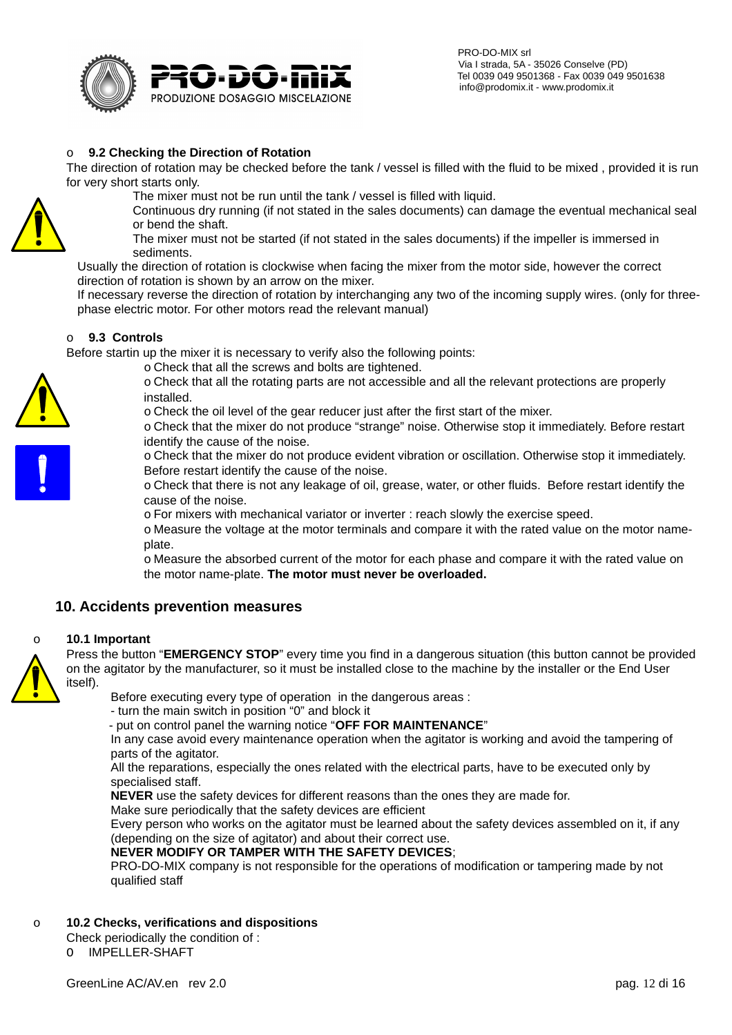## 9.2 Checking the Direction of Rotation

The direction of rotation may be checked before the tank / vessel is filled with the fluid to be mixed , provided it is run for very short starts only.

The mixer must not be run until the tank / vessel is filled with liquid.
Continuous dry running (if not stated in the sales documents) can damage the eventual mechanical seal or bend the shaft.
The mixer must not be started (if not stated in the sales documents) if the impeller is immersed in sediments.

Usually the direction of rotation is clockwise when facing the mixer from the motor side, however the correct direction of rotation is shown by an arrow on the mixer.
If necessary reverse the direction of rotation by interchanging any two of the incoming supply wires. (only for three-phase electric motor. For other motors read the relevant manual)

## 9.3 Controls

Before startin up the mixer it is necessary to verify also the following points:

- Check that all the screws and bolts are tightened.
- Check that all the rotating parts are not accessible and all the relevant protections are properly installed.
- Check the oil level of the gear reducer just after the first start of the mixer.
- Check that the mixer do not produce "strange" noise. Otherwise stop it immediately. Before restart identify the cause of the noise.
- Check that the mixer do not produce evident vibration or oscillation. Otherwise stop it immediately. Before restart identify the cause of the noise.
- Check that there is not any leakage of oil, grease, water, or other fluids. Before restart identify the cause of the noise.
- For mixers with mechanical variator or inverter : reach slowly the exercise speed.
- Measure the voltage at the motor terminals and compare it with the rated value on the motor name-plate.
- Measure the absorbed current of the motor for each phase and compare it with the rated value on the motor name-plate. **The motor must never be overloaded.**

# 10. Accidents prevention measures

## 10.1 Important

Press the button "**EMERGENCY STOP**" every time you find in a dangerous situation (this button cannot be provided on the agitator by the manufacturer, so it must be installed close to the machine by the installer or the End User itself).

Before executing every type of operation in the dangerous areas :
- turn the main switch in position "0" and block it
- put on control panel the warning notice "**OFF FOR MAINTENANCE**"

In any case avoid every maintenance operation when the agitator is working and avoid the tampering of parts of the agitator.
All the reparations, especially the ones related with the electrical parts, have to be executed only by specialised staff.
**NEVER** use the safety devices for different reasons than the ones they are made for.
Make sure periodically that the safety devices are efficient
Every person who works on the agitator must be learned about the safety devices assembled on it, if any (depending on the size of agitator) and about their correct use.
**NEVER MODIFY OR TAMPER WITH THE SAFETY DEVICES**;
PRO-DO-MIX company is not responsible for the operations of modification or tampering made by not qualified staff

## 10.2 Checks, verifications and dispositions

Check periodically the condition of :

- IMPELLER-SHAFT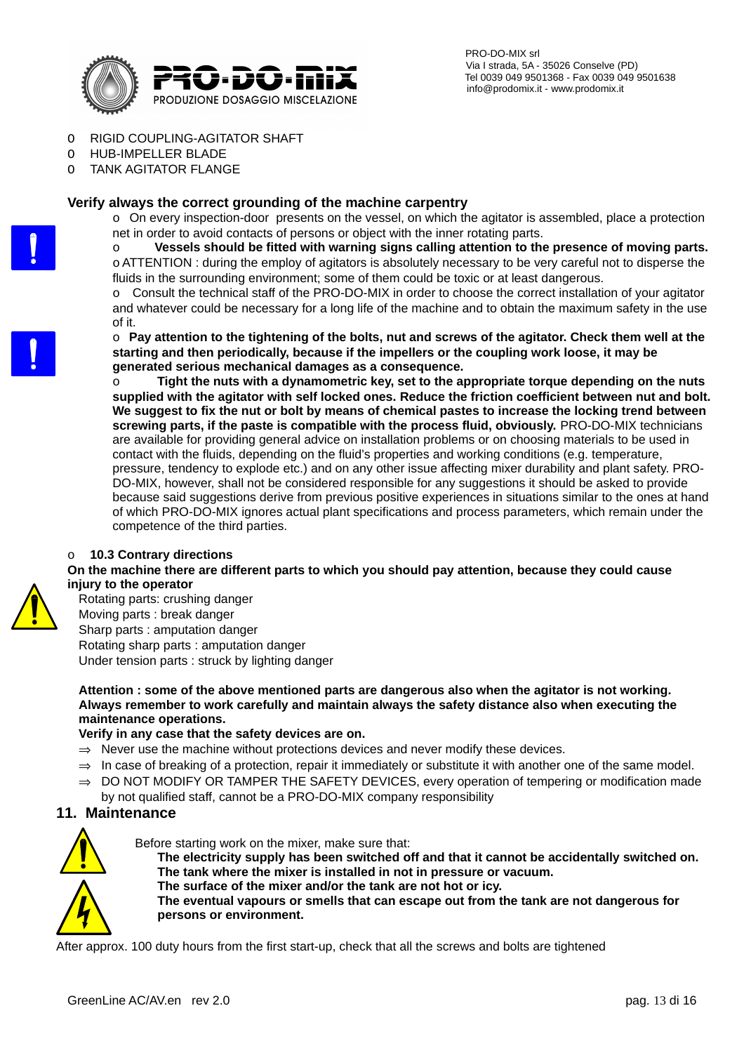- RIGID COUPLING-AGITATOR SHAFT
- HUB-IMPELLER BLADE
- TANK AGITATOR FLANGE

**Verify always the correct grounding of the machine carpentry**

- On every inspection-door presents on the vessel, on which the agitator is assembled, place a protection net in order to avoid contacts of persons or object with the inner rotating parts.
- **Vessels should be fitted with warning signs calling attention to the presence of moving parts.**
- ATTENTION : during the employ of agitators is absolutely necessary to be very careful not to disperse the fluids in the surrounding environment; some of them could be toxic or at least dangerous.
- Consult the technical staff of the PRO-DO-MIX in order to choose the correct installation of your agitator and whatever could be necessary for a long life of the machine and to obtain the maximum safety in the use of it.
- **Pay attention to the tightening of the bolts, nut and screws of the agitator. Check them well at the starting and then periodically, because if the impellers or the coupling work loose, it may be generated serious mechanical damages as a consequence.**
- **Tight the nuts with a dynamometric key, set to the appropriate torque depending on the nuts supplied with the agitator with self locked ones. Reduce the friction coefficient between nut and bolt. We suggest to fix the nut or bolt by means of chemical pastes to increase the locking trend between screwing parts, if the paste is compatible with the process fluid, obviously.** PRO-DO-MIX technicians are available for providing general advice on installation problems or on choosing materials to be used in contact with the fluids, depending on the fluid's properties and working conditions (e.g. temperature, pressure, tendency to explode etc.) and on any other issue affecting mixer durability and plant safety. PRO-DO-MIX, however, shall not be considered responsible for any suggestions it should be asked to provide because said suggestions derive from previous positive experiences in situations similar to the ones at hand of which PRO-DO-MIX ignores actual plant specifications and process parameters, which remain under the competence of the third parties.

### 10.3 Contrary directions

**On the machine there are different parts to which you should pay attention, because they could cause injury to the operator**

Rotating parts: crushing danger
Moving parts : break danger
Sharp parts : amputation danger
Rotating sharp parts : amputation danger
Under tension parts : struck by lighting danger

**Attention : some of the above mentioned parts are dangerous also when the agitator is not working. Always remember to work carefully and maintain always the safety distance also when executing the maintenance operations.**

**Verify in any case that the safety devices are on.**

⇒ Never use the machine without protections devices and never modify these devices.
⇒ In case of breaking of a protection, repair it immediately or substitute it with another one of the same model.
⇒ DO NOT MODIFY OR TAMPER THE SAFETY DEVICES, every operation of tempering or modification made by not qualified staff, cannot be a PRO-DO-MIX company responsibility

## 11. Maintenance

Before starting work on the mixer, make sure that:

**The electricity supply has been switched off and that it cannot be accidentally switched on.**
**The tank where the mixer is installed in not in pressure or vacuum.**
**The surface of the mixer and/or the tank are not hot or icy.**
**The eventual vapours or smells that can escape out from the tank are not dangerous for persons or environment.**

After approx. 100 duty hours from the first start-up, check that all the screws and bolts are tightened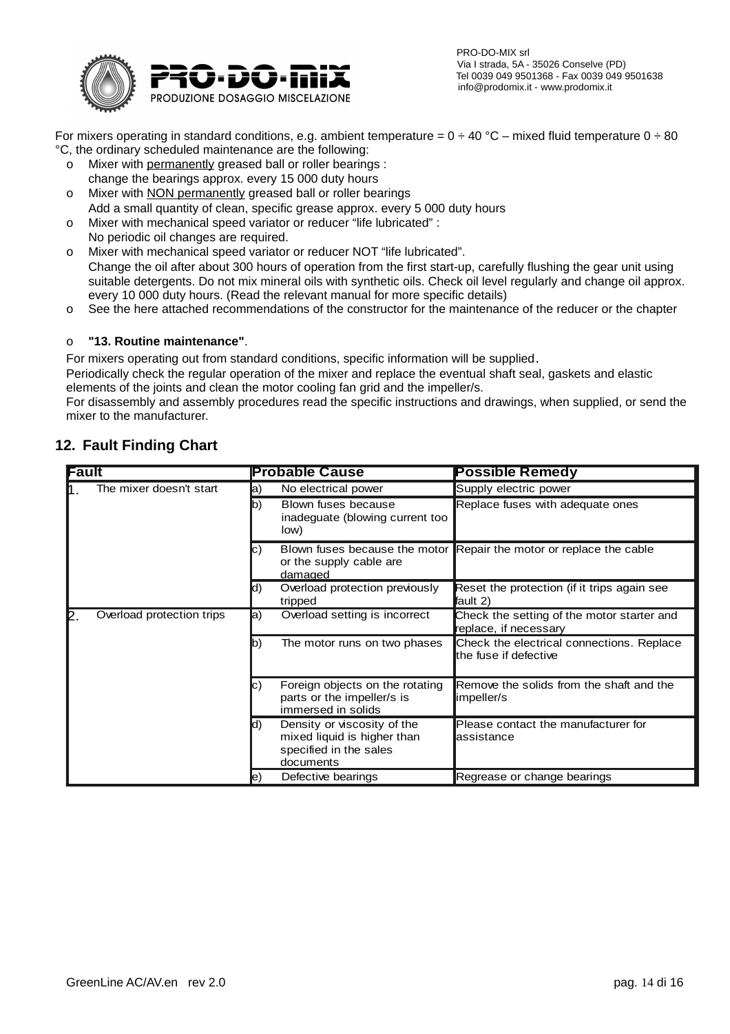For mixers operating in standard conditions, e.g. ambient temperature = 0 ÷ 40 °C – mixed fluid temperature 0 ÷ 80 °C, the ordinary scheduled maintenance are the following:

- Mixer with permanently greased ball or roller bearings :
  change the bearings approx. every 15 000 duty hours
- Mixer with NON permanently greased ball or roller bearings
  Add a small quantity of clean, specific grease approx. every 5 000 duty hours
- Mixer with mechanical speed variator or reducer "life lubricated" :
  No periodic oil changes are required.
- Mixer with mechanical speed variator or reducer NOT "life lubricated".
  Change the oil after about 300 hours of operation from the first start-up, carefully flushing the gear unit using suitable detergents. Do not mix mineral oils with synthetic oils. Check oil level regularly and change oil approx. every 10 000 duty hours. (Read the relevant manual for more specific details)
- See the here attached recommendations of the constructor for the maintenance of the reducer or the chapter
- **"13. Routine maintenance"**.

For mixers operating out from standard conditions, specific information will be supplied.

Periodically check the regular operation of the mixer and replace the eventual shaft seal, gaskets and elastic elements of the joints and clean the motor cooling fan grid and the impeller/s.

For disassembly and assembly procedures read the specific instructions and drawings, when supplied, or send the mixer to the manufacturer.

## 12. Fault Finding Chart

| Fault | Probable Cause | Possible Remedy |
|---|---|---|
| 1. The mixer doesn't start | a) No electrical power | Supply electric power |
| | b) Blown fuses because inadequate (blowing current too low) | Replace fuses with adequate ones |
| | c) Blown fuses because the motor or the supply cable are damaged | Repair the motor or replace the cable |
| | d) Overload protection previously tripped | Reset the protection (if it trips again see fault 2) |
| 2. Overload protection trips | a) Overload setting is incorrect | Check the setting of the motor starter and replace, if necessary |
| | b) The motor runs on two phases | Check the electrical connections. Replace the fuse if defective |
| | c) Foreign objects on the rotating parts or the impeller/s is immersed in solids | Remove the solids from the shaft and the impeller/s |
| | d) Density or viscosity of the mixed liquid is higher than specified in the sales documents | Please contact the manufacturer for assistance |
| | e) Defective bearings | Regrease or change bearings |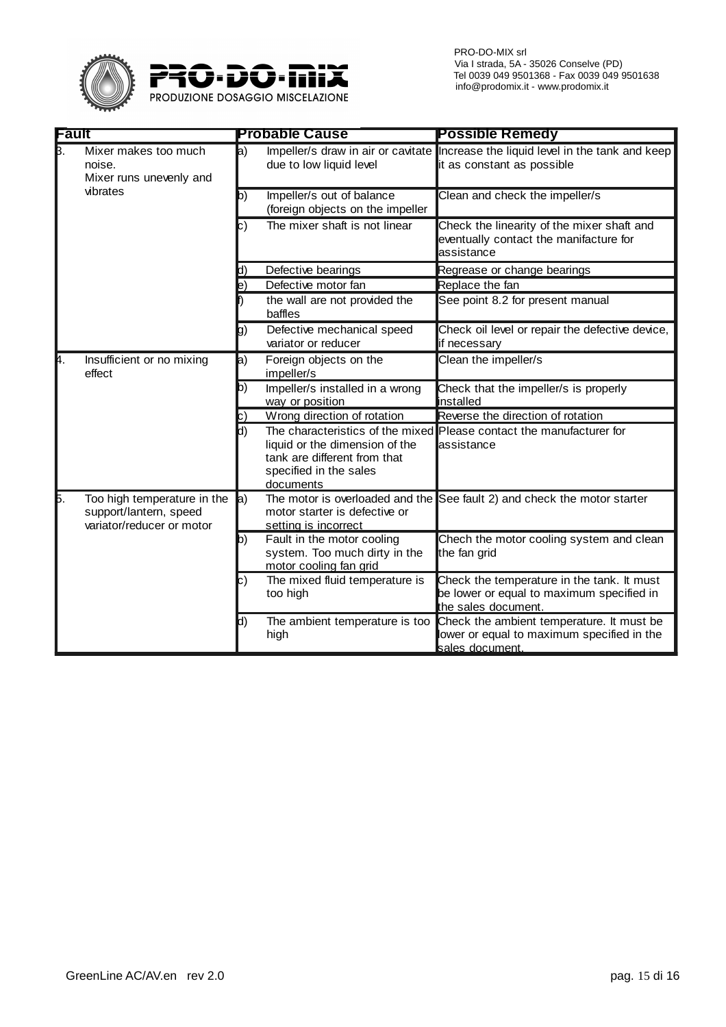| Fault | Probable Cause | Possible Remedy |
|---|---|---|
| 3. Mixer makes too much noise. Mixer runs unevenly and vibrates | a) Impeller/s draw in air or cavitate due to low liquid level | Increase the liquid level in the tank and keep it as constant as possible |
| | b) Impeller/s out of balance (foreign objects on the impeller | Clean and check the impeller/s |
| | c) The mixer shaft is not linear | Check the linearity of the mixer shaft and eventually contact the manifacture for assistance |
| | d) Defective bearings | Regrease or change bearings |
| | e) Defective motor fan | Replace the fan |
| | f) the wall are not provided the baffles | See point 8.2 for present manual |
| | g) Defective mechanical speed variator or reducer | Check oil level or repair the defective device, if necessary |
| 4. Insufficient or no mixing effect | a) Foreign objects on the impeller/s | Clean the impeller/s |
| | b) Impeller/s installed in a wrong way or position | Check that the impeller/s is properly installed |
| | c) Wrong direction of rotation | Reverse the direction of rotation |
| | d) The characteristics of the mixed liquid or the dimension of the tank are different from that specified in the sales documents | Please contact the manufacturer for assistance |
| 5. Too high temperature in the support/lantern, speed variator/reducer or motor | a) The motor is overloaded and the motor starter is defective or setting is incorrect | See fault 2) and check the motor starter |
| | b) Fault in the motor cooling system. Too much dirty in the motor cooling fan grid | Chech the motor cooling system and clean the fan grid |
| | c) The mixed fluid temperature is too high | Check the temperature in the tank. It must be lower or equal to maximum specified in the sales document. |
| | d) The ambient temperature is too high | Check the ambient temperature. It must be lower or equal to maximum specified in the sales document. |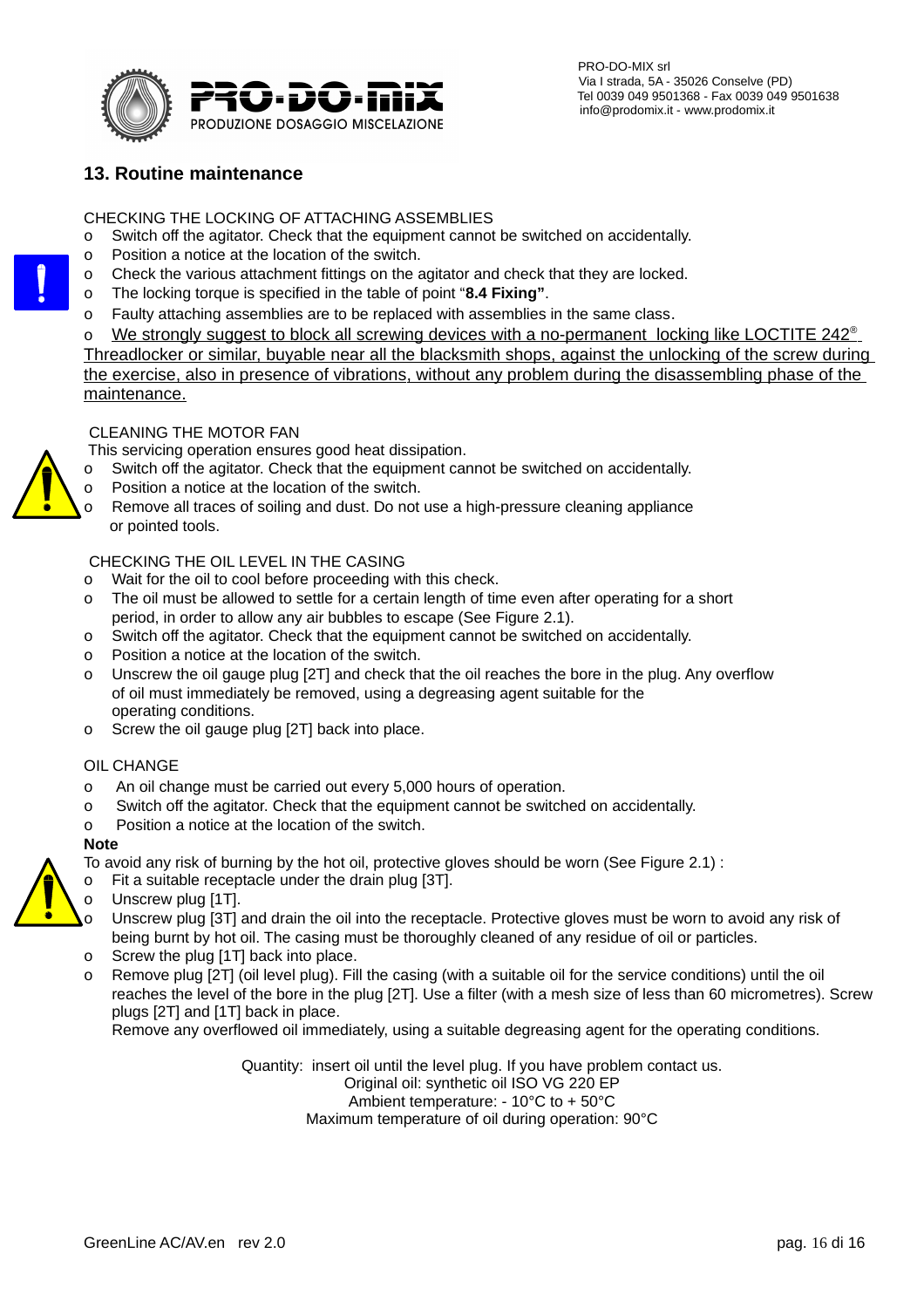PRO-DO-MIX srl
Via I strada, 5A - 35026 Conselve (PD)
Tel 0039 049 9501368 - Fax 0039 049 9501638
info@prodomix.it - www.prodomix.it

## 13. Routine maintenance

CHECKING THE LOCKING OF ATTACHING ASSEMBLIES

- Switch off the agitator. Check that the equipment cannot be switched on accidentally.
- Position a notice at the location of the switch.
- Check the various attachment fittings on the agitator and check that they are locked.
- The locking torque is specified in the table of point "**8.4 Fixing"**.
- Faulty attaching assemblies are to be replaced with assemblies in the same class.
- We strongly suggest to block all screwing devices with a no-permanent locking like LOCTITE 242® Threadlocker or similar, buyable near all the blacksmith shops, against the unlocking of the screw during the exercise, also in presence of vibrations, without any problem during the disassembling phase of the maintenance.

CLEANING THE MOTOR FAN

This servicing operation ensures good heat dissipation.

- Switch off the agitator. Check that the equipment cannot be switched on accidentally.
- Position a notice at the location of the switch.
- Remove all traces of soiling and dust. Do not use a high-pressure cleaning appliance or pointed tools.

CHECKING THE OIL LEVEL IN THE CASING

- Wait for the oil to cool before proceeding with this check.
- The oil must be allowed to settle for a certain length of time even after operating for a short period, in order to allow any air bubbles to escape (See Figure 2.1).
- Switch off the agitator. Check that the equipment cannot be switched on accidentally.
- Position a notice at the location of the switch.
- Unscrew the oil gauge plug [2T] and check that the oil reaches the bore in the plug. Any overflow of oil must immediately be removed, using a degreasing agent suitable for the operating conditions.
- Screw the oil gauge plug [2T] back into place.

OIL CHANGE

- An oil change must be carried out every 5,000 hours of operation.
- Switch off the agitator. Check that the equipment cannot be switched on accidentally.
- Position a notice at the location of the switch.

**Note**

To avoid any risk of burning by the hot oil, protective gloves should be worn (See Figure 2.1) :

- Fit a suitable receptacle under the drain plug [3T].
- Unscrew plug [1T].
- Unscrew plug [3T] and drain the oil into the receptacle. Protective gloves must be worn to avoid any risk of being burnt by hot oil. The casing must be thoroughly cleaned of any residue of oil or particles.
- Screw the plug [1T] back into place.
- Remove plug [2T] (oil level plug). Fill the casing (with a suitable oil for the service conditions) until the oil reaches the level of the bore in the plug [2T]. Use a filter (with a mesh size of less than 60 micrometres). Screw plugs [2T] and [1T] back in place.
  Remove any overflowed oil immediately, using a suitable degreasing agent for the operating conditions.

Quantity: insert oil until the level plug. If you have problem contact us.
Original oil: synthetic oil ISO VG 220 EP
Ambient temperature: - 10°C to + 50°C
Maximum temperature of oil during operation: 90°C